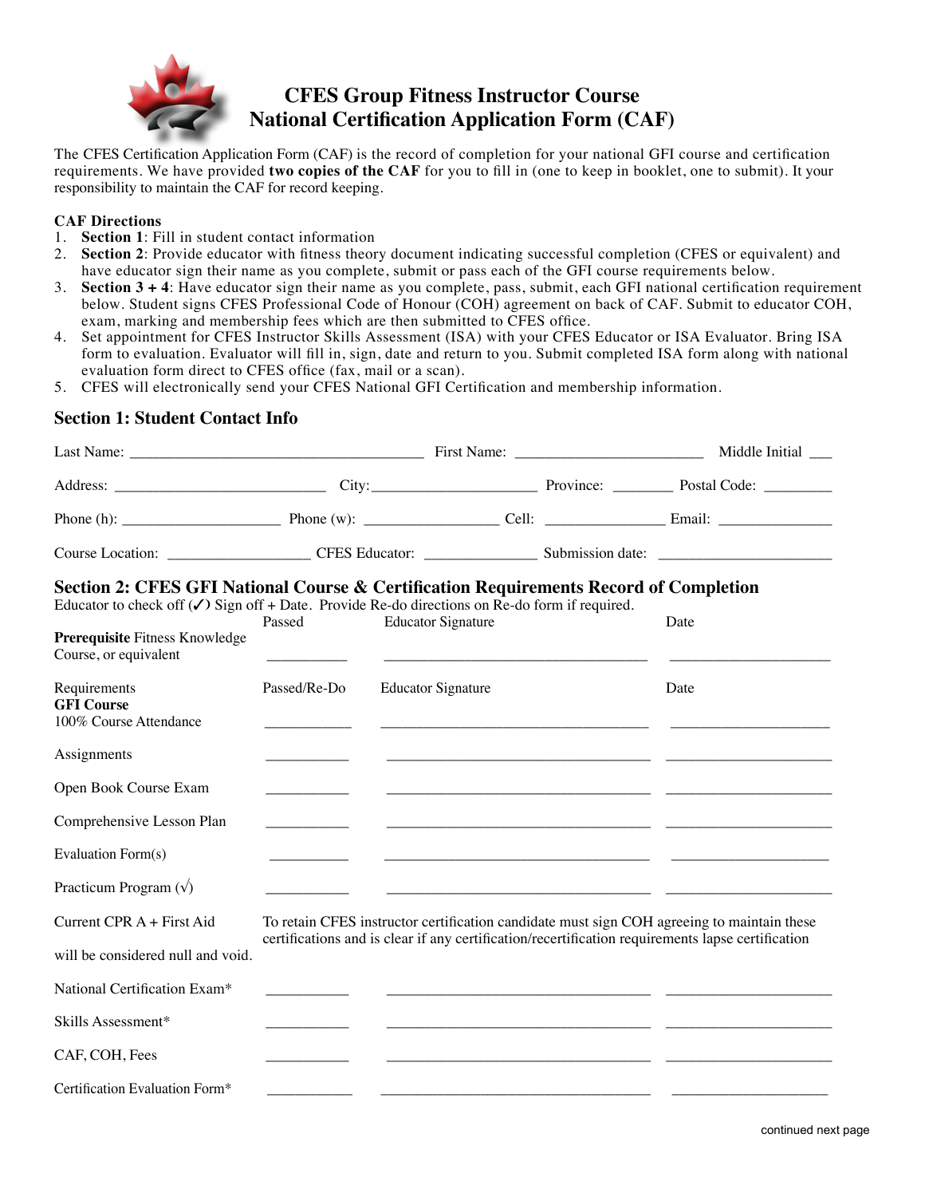# CFES Group Fitness Instructor Course
# National Certification Application Form (CAF)

The CFES Certification Application Form (CAF) is the record of completion for your national GFI course and certification requirements. We have provided **two copies of the CAF** for you to fill in (one to keep in booklet, one to submit). It your responsibility to maintain the CAF for record keeping.

**CAF Directions**

1. **Section 1**: Fill in student contact information
2. **Section 2**: Provide educator with fitness theory document indicating successful completion (CFES or equivalent) and have educator sign their name as you complete, submit or pass each of the GFI course requirements below.
3. **Section 3 + 4**: Have educator sign their name as you complete, pass, submit, each GFI national certification requirement below. Student signs CFES Professional Code of Honour (COH) agreement on back of CAF. Submit to educator COH, exam, marking and membership fees which are then submitted to CFES office.
4. Set appointment for CFES Instructor Skills Assessment (ISA) with your CFES Educator or ISA Evaluator. Bring ISA form to evaluation. Evaluator will fill in, sign, date and return to you. Submit completed ISA form along with national evaluation form direct to CFES office (fax, mail or a scan).
5. CFES will electronically send your CFES National GFI Certification and membership information.

## Section 1: Student Contact Info

Last Name: ______________________ First Name: ______________________ Middle Initial ___

Address: ______________________ City: ______________________ Province: ________ Postal Code: ________

Phone (h): ______________________ Phone (w): ______________________ Cell: ______________________ Email: ______________________

Course Location: ______________________ CFES Educator: ______________________ Submission date: ______________________

## Section 2: CFES GFI National Course & Certification Requirements Record of Completion

Educator to check off (✓) Sign off + Date. Provide Re-do directions on Re-do form if required.

| | Passed | Educator Signature | Date |
|---|---|---|---|
| **Prerequisite** Fitness Knowledge Course, or equivalent | __________ | ______________________ | ______________ |

| Requirements **GFI Course** | Passed/Re-Do | Educator Signature | Date |
|---|---|---|---|
| 100% Course Attendance | __________ | ______________________ | ______________ |
| Assignments | __________ | ______________________ | ______________ |
| Open Book Course Exam | __________ | ______________________ | ______________ |
| Comprehensive Lesson Plan | __________ | ______________________ | ______________ |
| Evaluation Form(s) | __________ | ______________________ | ______________ |
| Practicum Program (√) | __________ | ______________________ | ______________ |

Current CPR A + First Aid — To retain CFES instructor certification candidate must sign COH agreeing to maintain these certifications and is clear if any certification/recertification requirements lapse certification will be considered null and void.

| | | | |
|---|---|---|---|
| National Certification Exam* | __________ | ______________________ | ______________ |
| Skills Assessment* | __________ | ______________________ | ______________ |
| CAF, COH, Fees | __________ | ______________________ | ______________ |
| Certification Evaluation Form* | __________ | ______________________ | ______________ |

continued next page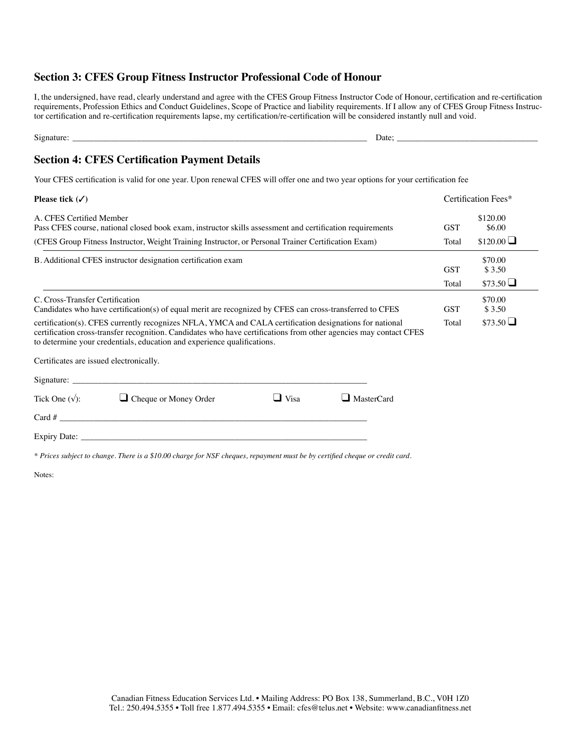## Section 3: CFES Group Fitness Instructor Professional Code of Honour

I, the undersigned, have read, clearly understand and agree with the CFES Group Fitness Instructor Code of Honour, certification and re-certification requirements, Profession Ethics and Conduct Guidelines, Scope of Practice and liability requirements. If I allow any of CFES Group Fitness Instructor certification and re-certification requirements lapse, my certification/re-certification will be considered instantly null and void.

Signature: ______________________________ Date; ______________________________

## Section 4: CFES Certification Payment Details

Your CFES certification is valid for one year. Upon renewal CFES will offer one and two year options for your certification fee

| **Please tick (✓)** | | Certification Fees* |
|---|---|---|
| A. CFES Certified Member<br>Pass CFES course, national closed book exam, instructor skills assessment and certification requirements | GST | $120.00<br>$6.00 |
| (CFES Group Fitness Instructor, Weight Training Instructor, or Personal Trainer Certification Exam) | Total | $120.00 ☐ |
| B. Additional CFES instructor designation certification exam | GST | $70.00<br>$ 3.50 |
| | Total | $73.50 ☐ |
| C. Cross-Transfer Certification<br>Candidates who have certification(s) of equal merit are recognized by CFES can cross-transferred to CFES | GST | $70.00<br>$ 3.50 |
| certification(s). CFES currently recognizes NFLA, YMCA and CALA certification designations for national certification cross-transfer recognition. Candidates who have certifications from other agencies may contact CFES to determine your credentials, education and experience qualifications. | Total | $73.50 ☐ |

Certificates are issued electronically.

Signature: ______________________________

Tick One (√): ☐ Cheque or Money Order ☐ Visa ☐ MasterCard

Card # ______________________________

Expiry Date: ______________________________

*\* Prices subject to change. There is a $10.00 charge for NSF cheques, repayment must be by certified cheque or credit card.*

Notes:

Canadian Fitness Education Services Ltd. • Mailing Address: PO Box 138, Summerland, B.C., V0H 1Z0
Tel.: 250.494.5355 • Toll free 1.877.494.5355 • Email: cfes@telus.net • Website: www.canadianfitness.net